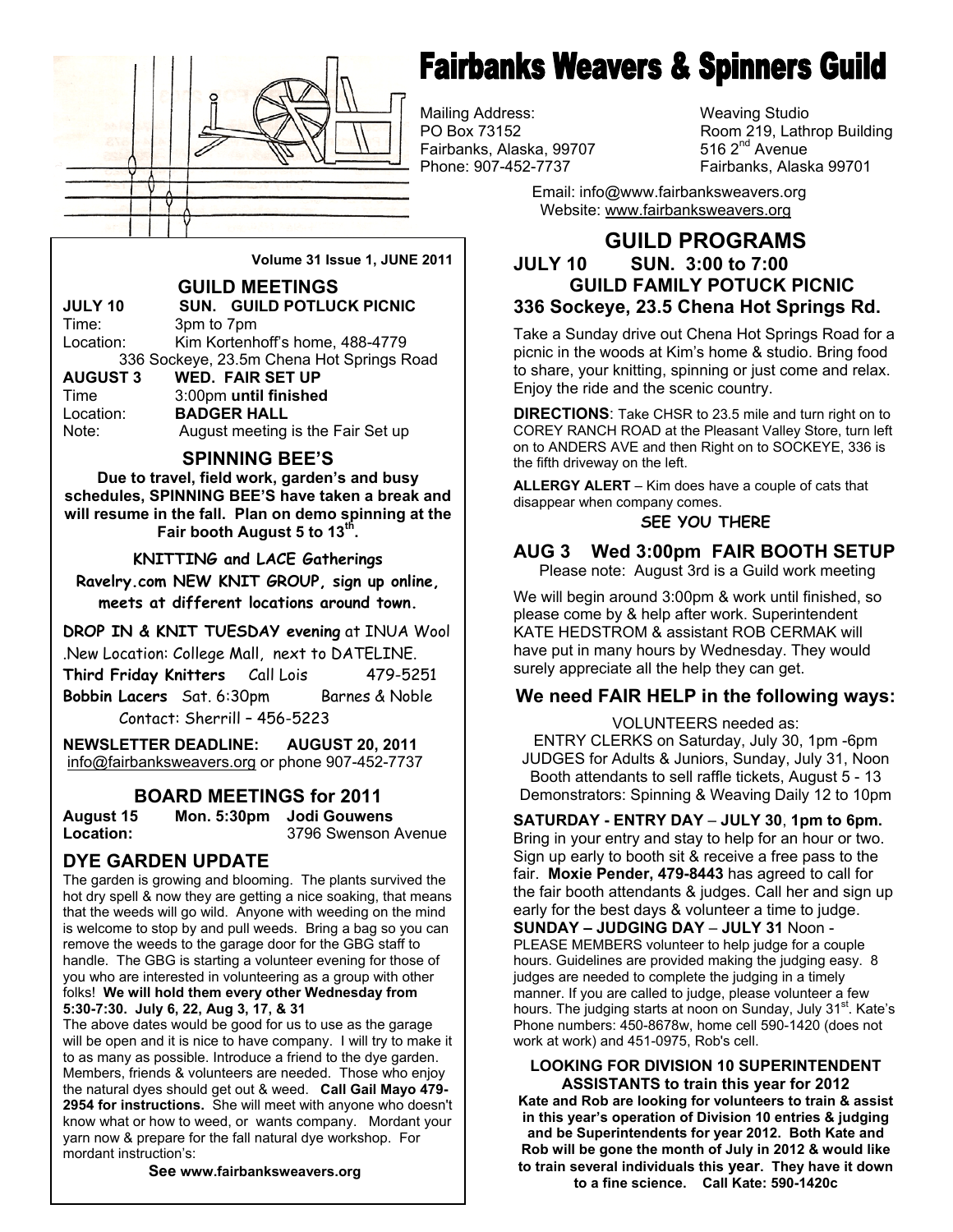# Fairbanks Weavers & Spinners Guild

Mailing Address:
PO Box 73152
Fairbanks, Alaska, 99707
Phone: 907-452-7737

Weaving Studio
Room 219, Lathrop Building
516 2nd Avenue
Fairbanks, Alaska 99701

Email: info@www.fairbanksweavers.org
Website: www.fairbanksweavers.org

**Volume 31 Issue 1, JUNE 2011**

## GUILD MEETINGS

**JULY 10** **SUN. GUILD POTLUCK PICNIC**
Time: 3pm to 7pm
Location: Kim Kortenhoff's home, 488-4779
336 Sockeye, 23.5m Chena Hot Springs Road

**AUGUST 3** **WED. FAIR SET UP**
Time: 3:00pm **until finished**
Location: **BADGER HALL**
Note: August meeting is the Fair Set up

## SPINNING BEE'S

**Due to travel, field work, garden's and busy schedules, SPINNING BEE'S have taken a break and will resume in the fall. Plan on demo spinning at the Fair booth August 5 to 13th.**

**KNITTING and LACE Gatherings**

**Ravelry.com NEW KNIT GROUP, sign up online, meets at different locations around town.**

**DROP IN & KNIT TUESDAY evening** at INUA Wool .New Location: College Mall, next to DATELINE.
**Third Friday Knitters** Call Lois 479-5251
**Bobbin Lacers** Sat. 6:30pm Barnes & Noble
Contact: Sherrill – 456-5223

**NEWSLETTER DEADLINE: AUGUST 20, 2011**
info@fairbanksweavers.org or phone 907-452-7737

## BOARD MEETINGS for 2011

**August 15** **Mon. 5:30pm** **Jodi Gouwens**
**Location:** 3796 Swenson Avenue

## DYE GARDEN UPDATE

The garden is growing and blooming. The plants survived the hot dry spell & now they are getting a nice soaking, that means that the weeds will go wild. Anyone with weeding on the mind is welcome to stop by and pull weeds. Bring a bag so you can remove the weeds to the garage door for the GBG staff to handle. The GBG is starting a volunteer evening for those of you who are interested in volunteering as a group with other folks! **We will hold them every other Wednesday from 5:30-7:30. July 6, 22, Aug 3, 17, & 31**

The above dates would be good for us to use as the garage will be open and it is nice to have company. I will try to make it to as many as possible. Introduce a friend to the dye garden. Members, friends & volunteers are needed. Those who enjoy the natural dyes should get out & weed. **Call Gail Mayo 479-2954 for instructions.** She will meet with anyone who doesn't know what or how to weed, or wants company. Mordant your yarn now & prepare for the fall natural dye workshop. For mordant instruction's:

**See www.fairbanksweavers.org**

## GUILD PROGRAMS

### JULY 10 SUN. 3:00 to 7:00
### GUILD FAMILY POTUCK PICNIC
### 336 Sockeye, 23.5 Chena Hot Springs Rd.

Take a Sunday drive out Chena Hot Springs Road for a picnic in the woods at Kim's home & studio. Bring food to share, your knitting, spinning or just come and relax. Enjoy the ride and the scenic country.

**DIRECTIONS**: Take CHSR to 23.5 mile and turn right on to COREY RANCH ROAD at the Pleasant Valley Store, turn left on to ANDERS AVE and then Right on to SOCKEYE, 336 is the fifth driveway on the left.

**ALLERGY ALERT** – Kim does have a couple of cats that disappear when company comes.

**SEE YOU THERE**

### AUG 3 Wed 3:00pm FAIR BOOTH SETUP

Please note: August 3rd is a Guild work meeting

We will begin around 3:00pm & work until finished, so please come by & help after work. Superintendent KATE HEDSTROM & assistant ROB CERMAK will have put in many hours by Wednesday. They would surely appreciate all the help they can get.

### We need FAIR HELP in the following ways:

VOLUNTEERS needed as:
ENTRY CLERKS on Saturday, July 30, 1pm -6pm
JUDGES for Adults & Juniors, Sunday, July 31, Noon
Booth attendants to sell raffle tickets, August 5 - 13
Demonstrators: Spinning & Weaving Daily 12 to 10pm

**SATURDAY - ENTRY DAY** – **JULY 30**, **1pm to 6pm.** Bring in your entry and stay to help for an hour or two. Sign up early to booth sit & receive a free pass to the fair. **Moxie Pender, 479-8443** has agreed to call for the fair booth attendants & judges. Call her and sign up early for the best days & volunteer a time to judge.

**SUNDAY – JUDGING DAY** – **JULY 31** Noon - PLEASE MEMBERS volunteer to help judge for a couple hours. Guidelines are provided making the judging easy. 8 judges are needed to complete the judging in a timely manner. If you are called to judge, please volunteer a few hours. The judging starts at noon on Sunday, July 31st. Kate's Phone numbers: 450-8678w, home cell 590-1420 (does not work at work) and 451-0975, Rob's cell.

**LOOKING FOR DIVISION 10 SUPERINTENDENT ASSISTANTS to train this year for 2012**

**Kate and Rob are looking for volunteers to train & assist in this year's operation of Division 10 entries & judging and be Superintendents for year 2012. Both Kate and Rob will be gone the month of July in 2012 & would like to train several individuals this year. They have it down to a fine science. Call Kate: 590-1420c**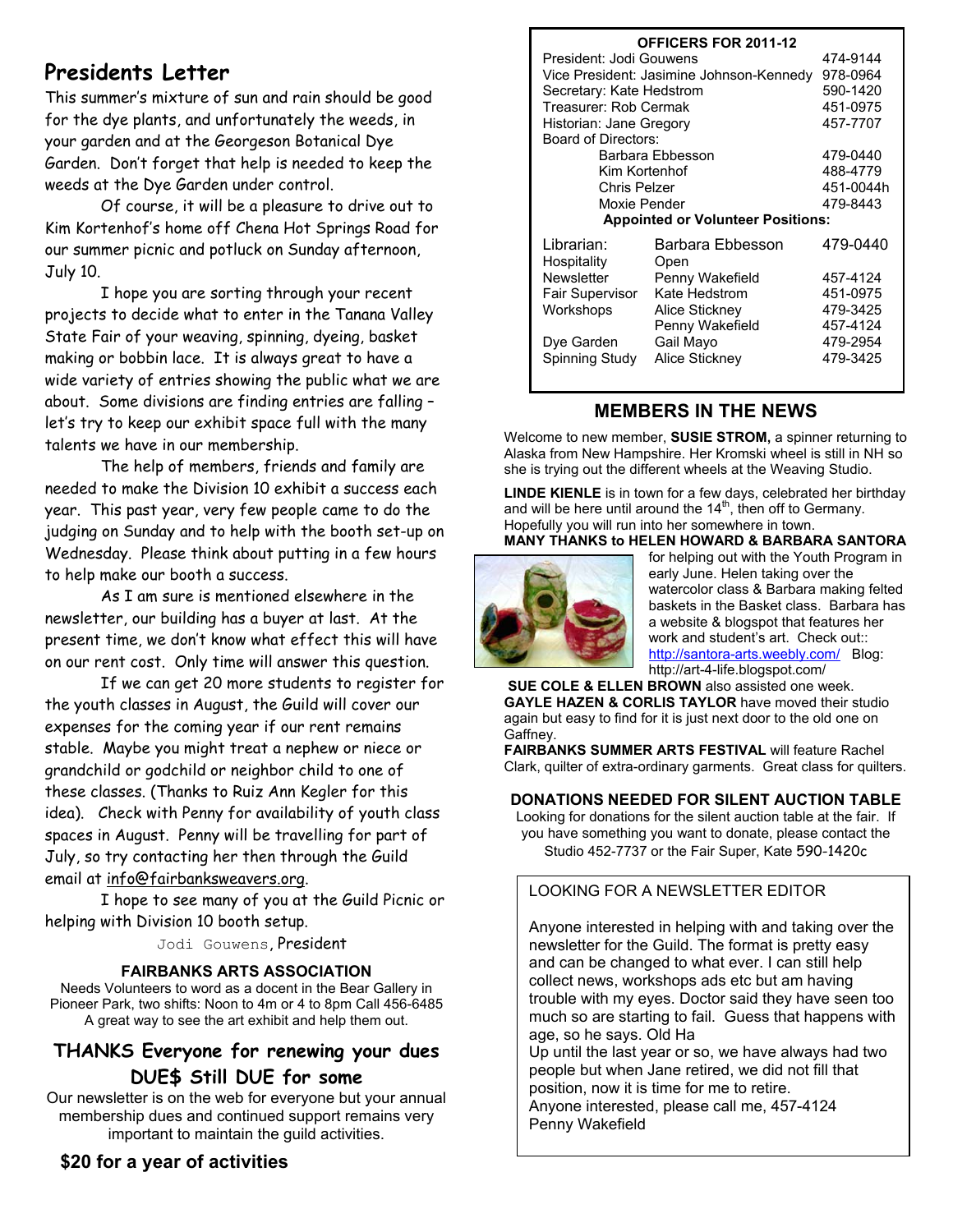## Presidents Letter

This summer's mixture of sun and rain should be good for the dye plants, and unfortunately the weeds, in your garden and at the Georgeson Botanical Dye Garden. Don't forget that help is needed to keep the weeds at the Dye Garden under control.

Of course, it will be a pleasure to drive out to Kim Kortenhof's home off Chena Hot Springs Road for our summer picnic and potluck on Sunday afternoon, July 10.

I hope you are sorting through your recent projects to decide what to enter in the Tanana Valley State Fair of your weaving, spinning, dyeing, basket making or bobbin lace. It is always great to have a wide variety of entries showing the public what we are about. Some divisions are finding entries are falling – let's try to keep our exhibit space full with the many talents we have in our membership.

The help of members, friends and family are needed to make the Division 10 exhibit a success each year. This past year, very few people came to do the judging on Sunday and to help with the booth set-up on Wednesday. Please think about putting in a few hours to help make our booth a success.

As I am sure is mentioned elsewhere in the newsletter, our building has a buyer at last. At the present time, we don't know what effect this will have on our rent cost. Only time will answer this question.

If we can get 20 more students to register for the youth classes in August, the Guild will cover our expenses for the coming year if our rent remains stable. Maybe you might treat a nephew or niece or grandchild or godchild or neighbor child to one of these classes. (Thanks to Ruiz Ann Kegler for this idea). Check with Penny for availability of youth class spaces in August. Penny will be travelling for part of July, so try contacting her then through the Guild email at info@fairbanksweavers.org.

I hope to see many of you at the Guild Picnic or helping with Division 10 booth setup.

Jodi Gouwens, President

### FAIRBANKS ARTS ASSOCIATION

Needs Volunteers to word as a docent in the Bear Gallery in Pioneer Park, two shifts: Noon to 4m or 4 to 8pm Call 456-6485 A great way to see the art exhibit and help them out.

### THANKS Everyone for renewing your dues DUE$ Still DUE for some

Our newsletter is on the web for everyone but your annual membership dues and continued support remains very important to maintain the guild activities.

**$20 for a year of activities**

### OFFICERS FOR 2011-12

| | | |
|---|---|---|
| President: Jodi Gouwens | | 474-9144 |
| Vice President: Jasimine Johnson-Kennedy | | 978-0964 |
| Secretary: Kate Hedstrom | | 590-1420 |
| Treasurer: Rob Cermak | | 451-0975 |
| Historian: Jane Gregory | | 457-7707 |
| Board of Directors: | | |
| | Barbara Ebbesson | 479-0440 |
| | Kim Kortenhof | 488-4779 |
| | Chris Pelzer | 451-0044h |
| | Moxie Pender | 479-8443 |

**Appointed or Volunteer Positions:**

| | | |
|---|---|---|
| Librarian: | Barbara Ebbesson | 479-0440 |
| Hospitality | Open | |
| Newsletter | Penny Wakefield | 457-4124 |
| Fair Supervisor | Kate Hedstrom | 451-0975 |
| Workshops | Alice Stickney | 479-3425 |
| | Penny Wakefield | 457-4124 |
| Dye Garden | Gail Mayo | 479-2954 |
| Spinning Study | Alice Stickney | 479-3425 |

### MEMBERS IN THE NEWS

Welcome to new member, **SUSIE STROM,** a spinner returning to Alaska from New Hampshire. Her Kromski wheel is still in NH so she is trying out the different wheels at the Weaving Studio.

**LINDE KIENLE** is in town for a few days, celebrated her birthday and will be here until around the 14th, then off to Germany. Hopefully you will run into her somewhere in town.

**MANY THANKS to HELEN HOWARD & BARBARA SANTORA** for helping out with the Youth Program in early June. Helen taking over the watercolor class & Barbara making felted baskets in the Basket class. Barbara has a website & blogspot that features her work and student's art. Check out:: http://santora-arts.weebly.com/ Blog: http://art-4-life.blogspot.com/

**SUE COLE & ELLEN BROWN** also assisted one week.

**GAYLE HAZEN & CORLIS TAYLOR** have moved their studio again but easy to find for it is just next door to the old one on Gaffney.

**FAIRBANKS SUMMER ARTS FESTIVAL** will feature Rachel Clark, quilter of extra-ordinary garments. Great class for quilters.

### DONATIONS NEEDED FOR SILENT AUCTION TABLE

Looking for donations for the silent auction table at the fair. If you have something you want to donate, please contact the Studio 452-7737 or the Fair Super, Kate 590-1420c

### LOOKING FOR A NEWSLETTER EDITOR

Anyone interested in helping with and taking over the newsletter for the Guild. The format is pretty easy and can be changed to what ever. I can still help collect news, workshops ads etc but am having trouble with my eyes. Doctor said they have seen too much so are starting to fail. Guess that happens with age, so he says. Old Ha

Up until the last year or so, we have always had two people but when Jane retired, we did not fill that position, now it is time for me to retire.

Anyone interested, please call me, 457-4124

Penny Wakefield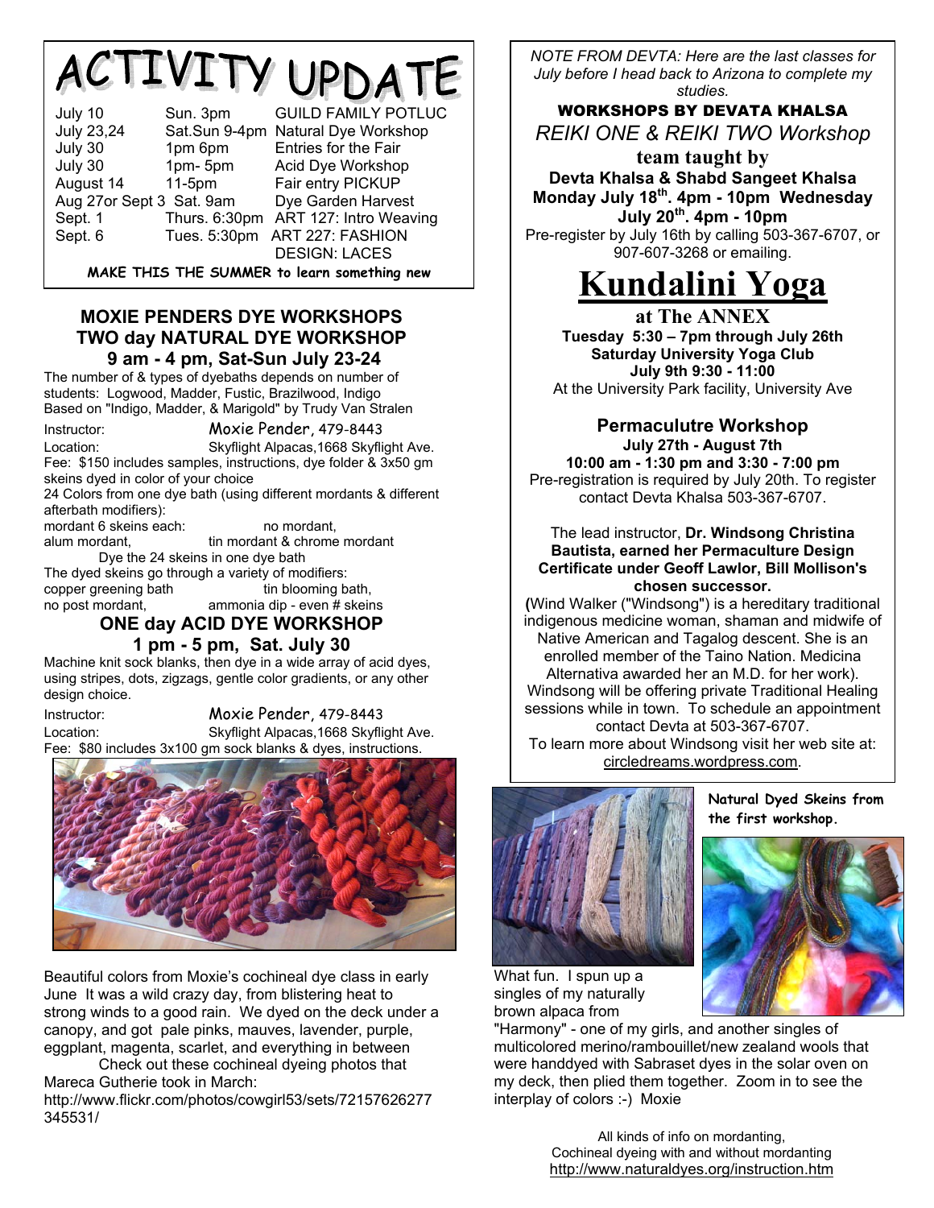# ACTIVITY UPDATE

| | | |
|---|---|---|
| July 10 | Sun. 3pm | GUILD FAMILY POTLUC |
| July 23,24 | Sat.Sun 9-4pm | Natural Dye Workshop |
| July 30 | 1pm 6pm | Entries for the Fair |
| July 30 | 1pm- 5pm | Acid Dye Workshop |
| August 14 | 11-5pm | Fair entry PICKUP |
| Aug 27or Sept 3 | Sat. 9am | Dye Garden Harvest |
| Sept. 1 | Thurs. 6:30pm | ART 127: Intro Weaving |
| Sept. 6 | Tues. 5:30pm | ART 227: FASHION DESIGN: LACES |

**MAKE THIS THE SUMMER to learn something new**

## MOXIE PENDERS DYE WORKSHOPS
## TWO day NATURAL DYE WORKSHOP
### 9 am - 4 pm, Sat-Sun July 23-24

The number of & types of dyebaths depends on number of students: Logwood, Madder, Fustic, Brazilwood, Indigo
Based on "Indigo, Madder, & Marigold" by Trudy Van Stralen

Instructor: Moxie Pender, 479-8443
Location: Skyflight Alpacas,1668 Skyflight Ave.
Fee: $150 includes samples, instructions, dye folder & 3x50 gm skeins dyed in color of your choice
24 Colors from one dye bath (using different mordants & different afterbath modifiers):
mordant 6 skeins each: no mordant,
alum mordant, tin mordant & chrome mordant
Dye the 24 skeins in one dye bath
The dyed skeins go through a variety of modifiers:
copper greening bath tin blooming bath,
no post mordant, ammonia dip - even # skeins

## ONE day ACID DYE WORKSHOP
### 1 pm - 5 pm, Sat. July 30

Machine knit sock blanks, then dye in a wide array of acid dyes, using stripes, dots, zigzags, gentle color gradients, or any other design choice.

Instructor: Moxie Pender, 479-8443
Location: Skyflight Alpacas,1668 Skyflight Ave.
Fee: $80 includes 3x100 gm sock blanks & dyes, instructions.

Beautiful colors from Moxie's cochineal dye class in early June It was a wild crazy day, from blistering heat to strong winds to a good rain. We dyed on the deck under a canopy, and got pale pinks, mauves, lavender, purple, eggplant, magenta, scarlet, and everything in between

Check out these cochineal dyeing photos that Mareca Gutherie took in March:
http://www.flickr.com/photos/cowgirl53/sets/72157626277345531/

*NOTE FROM DEVTA: Here are the last classes for July before I head back to Arizona to complete my studies.*

**WORKSHOPS BY DEVATA KHALSA**

*REIKI ONE & REIKI TWO Workshop*

**team taught by**
**Devta Khalsa & Shabd Sangeet Khalsa**
**Monday July 18th. 4pm - 10pm Wednesday July 20th. 4pm - 10pm**

Pre-register by July 16th by calling 503-367-6707, or 907-607-3268 or emailing.

# Kundalini Yoga

**at The ANNEX**
**Tuesday 5:30 – 7pm through July 26th**
**Saturday University Yoga Club**
**July 9th 9:30 - 11:00**
At the University Park facility, University Ave

## Permaculutre Workshop

**July 27th - August 7th**
**10:00 am - 1:30 pm and 3:30 - 7:00 pm**

Pre-registration is required by July 20th. To register contact Devta Khalsa 503-367-6707.

The lead instructor, **Dr. Windsong Christina Bautista, earned her Permaculture Design Certificate under Geoff Lawlor, Bill Mollison's chosen successor.**

(Wind Walker ("Windsong") is a hereditary traditional indigenous medicine woman, shaman and midwife of Native American and Tagalog descent. She is an enrolled member of the Taino Nation. Medicina Alternativa awarded her an M.D. for her work). Windsong will be offering private Traditional Healing sessions while in town. To schedule an appointment contact Devta at 503-367-6707.
To learn more about Windsong visit her web site at: circledreams.wordpress.com.

**Natural Dyed Skeins from the first workshop.**

What fun. I spun up a singles of my naturally brown alpaca from "Harmony" - one of my girls, and another singles of multicolored merino/rambouillet/new zealand wools that were handdyed with Sabraset dyes in the solar oven on my deck, then plied them together. Zoom in to see the interplay of colors :-) Moxie

All kinds of info on mordanting,
Cochineal dyeing with and without mordanting
http://www.naturaldyes.org/instruction.htm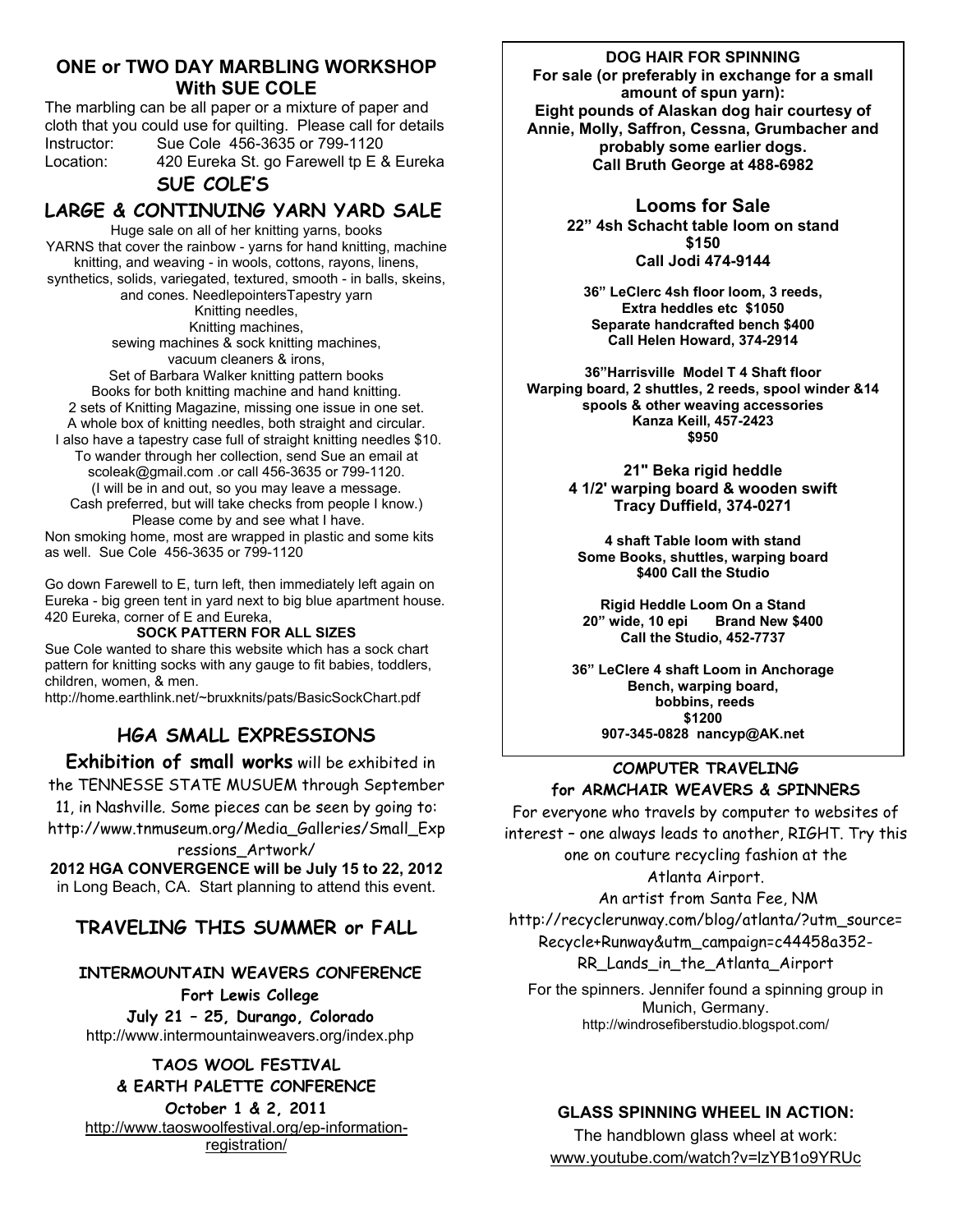## ONE or TWO DAY MARBLING WORKSHOP With SUE COLE

The marbling can be all paper or a mixture of paper and cloth that you could use for quilting. Please call for details

Instructor: Sue Cole 456-3635 or 799-1120

Location: 420 Eureka St. go Farewell tp E & Eureka

## SUE COLE'S LARGE & CONTINUING YARN YARD SALE

Huge sale on all of her knitting yarns, books
YARNS that cover the rainbow - yarns for hand knitting, machine knitting, and weaving - in wools, cottons, rayons, linens, synthetics, solids, variegated, textured, smooth - in balls, skeins, and cones. NeedlepointersTapestry yarn
Knitting needles,
Knitting machines,
sewing machines & sock knitting machines,
vacuum cleaners & irons,
Set of Barbara Walker knitting pattern books
Books for both knitting machine and hand knitting.
2 sets of Knitting Magazine, missing one issue in one set.
A whole box of knitting needles, both straight and circular.
I also have a tapestry case full of straight knitting needles $10.
To wander through her collection, send Sue an email at scoleak@gmail.com .or call 456-3635 or 799-1120.
(I will be in and out, so you may leave a message.
Cash preferred, but will take checks from people I know.)
Please come by and see what I have.

Non smoking home, most are wrapped in plastic and some kits as well. Sue Cole 456-3635 or 799-1120

Go down Farewell to E, turn left, then immediately left again on Eureka - big green tent in yard next to big blue apartment house. 420 Eureka, corner of E and Eureka,

**SOCK PATTERN FOR ALL SIZES**

Sue Cole wanted to share this website which has a sock chart pattern for knitting socks with any gauge to fit babies, toddlers, children, women, & men.
http://home.earthlink.net/~bruxknits/pats/BasicSockChart.pdf

## HGA SMALL EXPRESSIONS

**Exhibition of small works** will be exhibited in the TENNESSE STATE MUSUEM through September 11, in Nashville. Some pieces can be seen by going to: http://www.tnmuseum.org/Media_Galleries/Small_Expressions_Artwork/

**2012 HGA CONVERGENCE will be July 15 to 22, 2012** in Long Beach, CA. Start planning to attend this event.

## TRAVELING THIS SUMMER or FALL

**INTERMOUNTAIN WEAVERS CONFERENCE**
**Fort Lewis College**
**July 21 – 25, Durango, Colorado**
http://www.intermountainweavers.org/index.php

**TAOS WOOL FESTIVAL & EARTH PALETTE CONFERENCE**
**October 1 & 2, 2011**
http://www.taoswoolfestival.org/ep-information-registration/

**DOG HAIR FOR SPINNING**
**For sale (or preferably in exchange for a small amount of spun yarn):**
**Eight pounds of Alaskan dog hair courtesy of Annie, Molly, Saffron, Cessna, Grumbacher and probably some earlier dogs.**
**Call Bruth George at 488-6982**

### Looms for Sale

**22" 4sh Schacht table loom on stand**
**$150**
**Call Jodi 474-9144**

**36" LeClerc 4sh floor loom, 3 reeds,**
**Extra heddles etc $1050**
**Separate handcrafted bench $400**
**Call Helen Howard, 374-2914**

**36"Harrisville Model T 4 Shaft floor**
**Warping board, 2 shuttles, 2 reeds, spool winder &14 spools & other weaving accessories**
**Kanza Keill, 457-2423**
**$950**

**21" Beka rigid heddle**
**4 1/2' warping board & wooden swift**
**Tracy Duffield, 374-0271**

**4 shaft Table loom with stand**
**Some Books, shuttles, warping board**
**$400 Call the Studio**

**Rigid Heddle Loom On a Stand**
**20" wide, 10 epi Brand New $400**
**Call the Studio, 452-7737**

**36" LeClere 4 shaft Loom in Anchorage**
**Bench, warping board,**
**bobbins, reeds**
**$1200**
**907-345-0828 nancyp@AK.net**

**COMPUTER TRAVELING for ARMCHAIR WEAVERS & SPINNERS**

For everyone who travels by computer to websites of interest – one always leads to another, RIGHT. Try this one on couture recycling fashion at the Atlanta Airport.
An artist from Santa Fee, NM
http://recyclerunway.com/blog/atlanta/?utm_source=Recycle+Runway&utm_campaign=c44458a352-RR_Lands_in_the_Atlanta_Airport

For the spinners. Jennifer found a spinning group in Munich, Germany.
http://windrosefiberstudio.blogspot.com/

**GLASS SPINNING WHEEL IN ACTION:**

The handblown glass wheel at work:
www.youtube.com/watch?v=lzYB1o9YRUc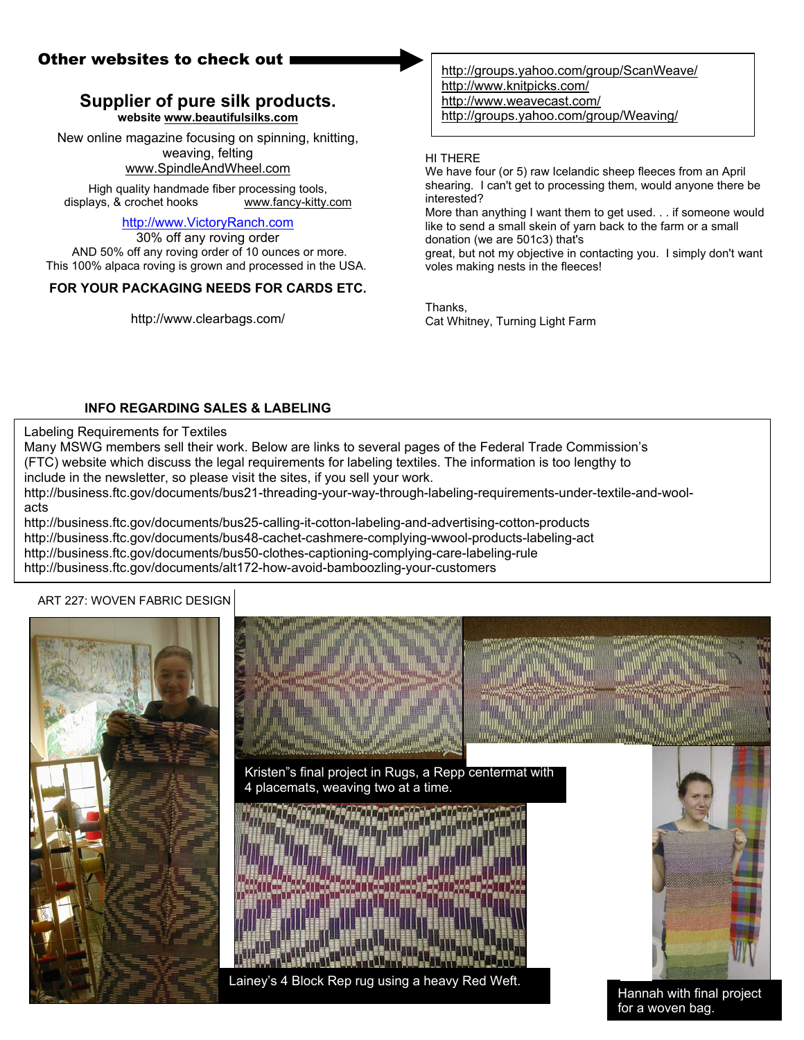## Other websites to check out

http://groups.yahoo.com/group/ScanWeave/
http://www.knitpicks.com/
http://www.weavecast.com/
http://groups.yahoo.com/group/Weaving/

### Supplier of pure silk products.

**website www.beautifulsilks.com**

New online magazine focusing on spinning, knitting, weaving, felting
www.SpindleAndWheel.com

High quality handmade fiber processing tools, displays, & crochet hooks www.fancy-kitty.com

http://www.VictoryRanch.com
30% off any roving order
AND 50% off any roving order of 10 ounces or more.
This 100% alpaca roving is grown and processed in the USA.

**FOR YOUR PACKAGING NEEDS FOR CARDS ETC.**

http://www.clearbags.com/

HI THERE
We have four (or 5) raw Icelandic sheep fleeces from an April shearing. I can't get to processing them, would anyone there be interested?
More than anything I want them to get used. . . if someone would like to send a small skein of yarn back to the farm or a small donation (we are 501c3) that's great, but not my objective in contacting you. I simply don't want voles making nests in the fleeces!

Thanks,
Cat Whitney, Turning Light Farm

### INFO REGARDING SALES & LABELING

Labeling Requirements for Textiles
Many MSWG members sell their work. Below are links to several pages of the Federal Trade Commission's (FTC) website which discuss the legal requirements for labeling textiles. The information is too lengthy to include in the newsletter, so please visit the sites, if you sell your work.
http://business.ftc.gov/documents/bus21-threading-your-way-through-labeling-requirements-under-textile-and-wool-acts
http://business.ftc.gov/documents/bus25-calling-it-cotton-labeling-and-advertising-cotton-products
http://business.ftc.gov/documents/bus48-cachet-cashmere-complying-wwool-products-labeling-act
http://business.ftc.gov/documents/bus50-clothes-captioning-complying-care-labeling-rule
http://business.ftc.gov/documents/alt172-how-avoid-bamboozling-your-customers

ART 227: WOVEN FABRIC DESIGN

Kristen"s final project in Rugs, a Repp centermat with 4 placemats, weaving two at a time.

Lainey's 4 Block Rep rug using a heavy Red Weft.

Hannah with final project for a woven bag.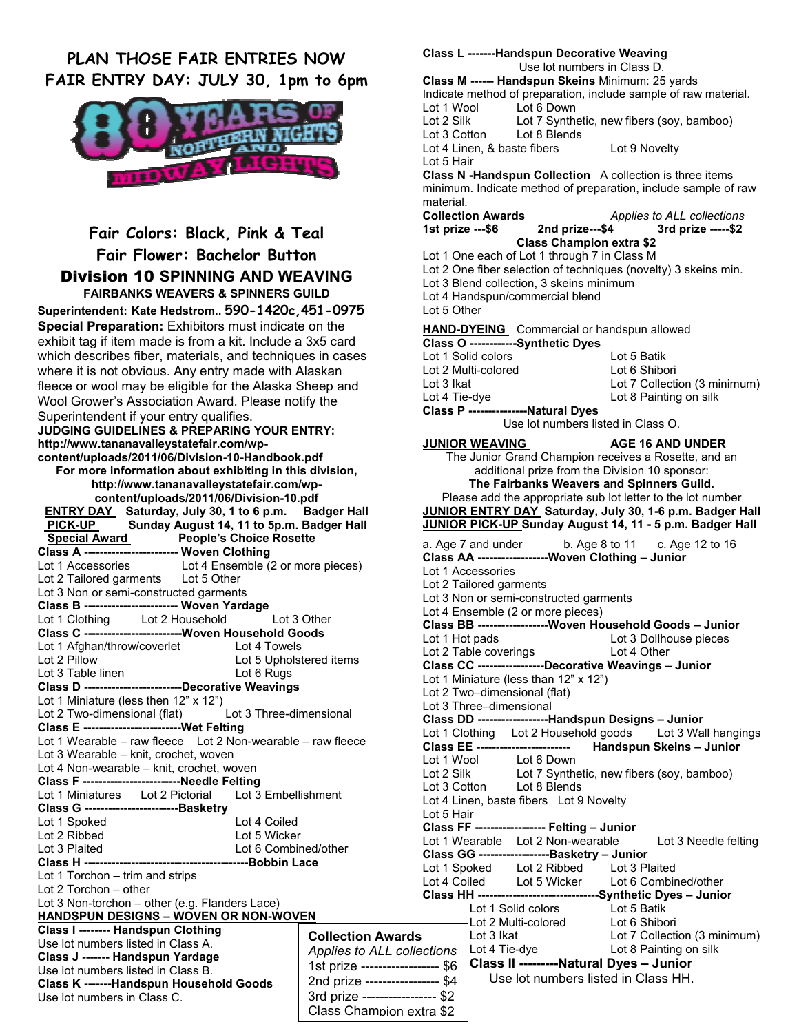# PLAN THOSE FAIR ENTRIES NOW
# FAIR ENTRY DAY: JULY 30, 1pm to 6pm

80 YEARS OF NORTHERN NIGHTS AND MIDWAY LIGHTS

**Fair Colors: Black, Pink & Teal**
**Fair Flower: Bachelor Button**

## Division 10 SPINNING AND WEAVING

**FAIRBANKS WEAVERS & SPINNERS GUILD**

**Superintendent: Kate Hedstrom.. 590-1420c,451-0975**

**Special Preparation:** Exhibitors must indicate on the exhibit tag if item made is from a kit. Include a 3x5 card which describes fiber, materials, and techniques in cases where it is not obvious. Any entry made with Alaskan fleece or wool may be eligible for the Alaska Sheep and Wool Grower's Association Award. Please notify the Superintendent if your entry qualifies.

**JUDGING GUIDELINES & PREPARING YOUR ENTRY: http://www.tananavalleystatefair.com/wp-content/uploads/2011/06/Division-10-Handbook.pdf**

**For more information about exhibiting in this division, http://www.tananavalleystatefair.com/wp-content/uploads/2011/06/Division-10.pdf**

**ENTRY DAY** Saturday, July 30, 1 to 6 p.m. Badger Hall
**PICK-UP** Sunday August 14, 11 to 5p.m. Badger Hall
**Special Award** People's Choice Rosette

**Class A ------------------------ Woven Clothing**
Lot 1 Accessories
Lot 2 Tailored garments
Lot 3 Non or semi-constructed garments
Lot 4 Ensemble (2 or more pieces)
Lot 5 Other

**Class B ------------------------ Woven Yardage**
Lot 1 Clothing  Lot 2 Household  Lot 3 Other

**Class C -------------------------Woven Household Goods**
Lot 1 Afghan/throw/coverlet
Lot 2 Pillow
Lot 3 Table linen
Lot 4 Towels
Lot 5 Upholstered items
Lot 6 Rugs

**Class D -------------------------Decorative Weavings**
Lot 1 Miniature (less then 12" x 12")
Lot 2 Two-dimensional (flat)
Lot 3 Three-dimensional

**Class E -------------------------Wet Felting**
Lot 1 Wearable – raw fleece
Lot 2 Non-wearable – raw fleece
Lot 3 Wearable – knit, crochet, woven
Lot 4 Non-wearable – knit, crochet, woven

**Class F -------------------------Needle Felting**
Lot 1 Miniatures  Lot 2 Pictorial  Lot 3 Embellishment

**Class G -------------------------Basketry**
Lot 1 Spoked
Lot 2 Ribbed
Lot 3 Plaited
Lot 4 Coiled
Lot 5 Wicker
Lot 6 Combined/other

**Class H -------------------------------------------Bobbin Lace**
Lot 1 Torchon – trim and strips
Lot 2 Torchon – other
Lot 3 Non-torchon – other (e.g. Flanders Lace)

**HANDSPUN DESIGNS – WOVEN OR NON-WOVEN**

**Class I -------- Handspun Clothing**
Use lot numbers listed in Class A.

**Class J ------- Handspun Yardage**
Use lot numbers listed in Class B.

**Class K -------Handspun Household Goods**
Use lot numbers in Class C.

**Class L -------Handspun Decorative Weaving**
Use lot numbers in Class D.

**Class M ------ Handspun Skeins** Minimum: 25 yards
Indicate method of preparation, include sample of raw material.
Lot 1 Wool
Lot 2 Silk
Lot 3 Cotton
Lot 4 Linen, & baste fibers
Lot 5 Hair
Lot 6 Down
Lot 7 Synthetic, new fibers (soy, bamboo)
Lot 8 Blends
Lot 9 Novelty

**Class N -Handspun Collection** A collection is three items minimum. Indicate method of preparation, include sample of raw material.

**Collection Awards** *Applies to ALL collections*
**1st prize ---$6  2nd prize---$4  3rd prize -----$2**
**Class Champion extra $2**

Lot 1 One each of Lot 1 through 7 in Class M
Lot 2 One fiber selection of techniques (novelty) 3 skeins min.
Lot 3 Blend collection, 3 skeins minimum
Lot 4 Handspun/commercial blend
Lot 5 Other

**HAND-DYEING** Commercial or handspun allowed

**Class O ------------Synthetic Dyes**
Lot 1 Solid colors
Lot 2 Multi-colored
Lot 3 Ikat
Lot 4 Tie-dye
Lot 5 Batik
Lot 6 Shibori
Lot 7 Collection (3 minimum)
Lot 8 Painting on silk

**Class P ---------------Natural Dyes**
Use lot numbers listed in Class O.

**JUNIOR WEAVING** **AGE 16 AND UNDER**

The Junior Grand Champion receives a Rosette, and an additional prize from the Division 10 sponsor:
**The Fairbanks Weavers and Spinners Guild.**
Please add the appropriate sub lot letter to the lot number

**JUNIOR ENTRY DAY** Saturday, July 30, 1-6 p.m. Badger Hall
**JUNIOR PICK-UP** Sunday August 14, 11 - 5 p.m. Badger Hall

a. Age 7 and under  b. Age 8 to 11  c. Age 12 to 16

**Class AA ------------------Woven Clothing – Junior**
Lot 1 Accessories
Lot 2 Tailored garments
Lot 3 Non or semi-constructed garments
Lot 4 Ensemble (2 or more pieces)

**Class BB ------------------Woven Household Goods – Junior**
Lot 1 Hot pads
Lot 2 Table coverings
Lot 3 Dollhouse pieces
Lot 4 Other

**Class CC -----------------Decorative Weavings – Junior**
Lot 1 Miniature (less than 12" x 12")
Lot 2 Two–dimensional (flat)
Lot 3 Three–dimensional

**Class DD ------------------Handspun Designs – Junior**
Lot 1 Clothing  Lot 2 Household goods  Lot 3 Wall hangings

**Class EE ------------------------ Handspun Skeins – Junior**
Lot 1 Wool
Lot 2 Silk
Lot 3 Cotton
Lot 4 Linen, baste fibers
Lot 5 Hair
Lot 6 Down
Lot 7 Synthetic, new fibers (soy, bamboo)
Lot 8 Blends
Lot 9 Novelty

**Class FF ------------------ Felting – Junior**
Lot 1 Wearable  Lot 2 Non-wearable  Lot 3 Needle felting

**Class GG ------------------Basketry – Junior**
Lot 1 Spoked  Lot 2 Ribbed  Lot 3 Plaited
Lot 4 Coiled  Lot 5 Wicker  Lot 6 Combined/other

**Class HH --------------------------------Synthetic Dyes – Junior**
Lot 1 Solid colors
Lot 2 Multi-colored
Lot 3 Ikat
Lot 4 Tie-dye
Lot 5 Batik
Lot 6 Shibori
Lot 7 Collection (3 minimum)
Lot 8 Painting on silk

**Class II ---------Natural Dyes – Junior**
Use lot numbers listed in Class HH.

**Collection Awards**
*Applies to ALL collections*
1st prize ------------------ $6
2nd prize ----------------- $4
3rd prize ----------------- $2
Class Champion extra $2